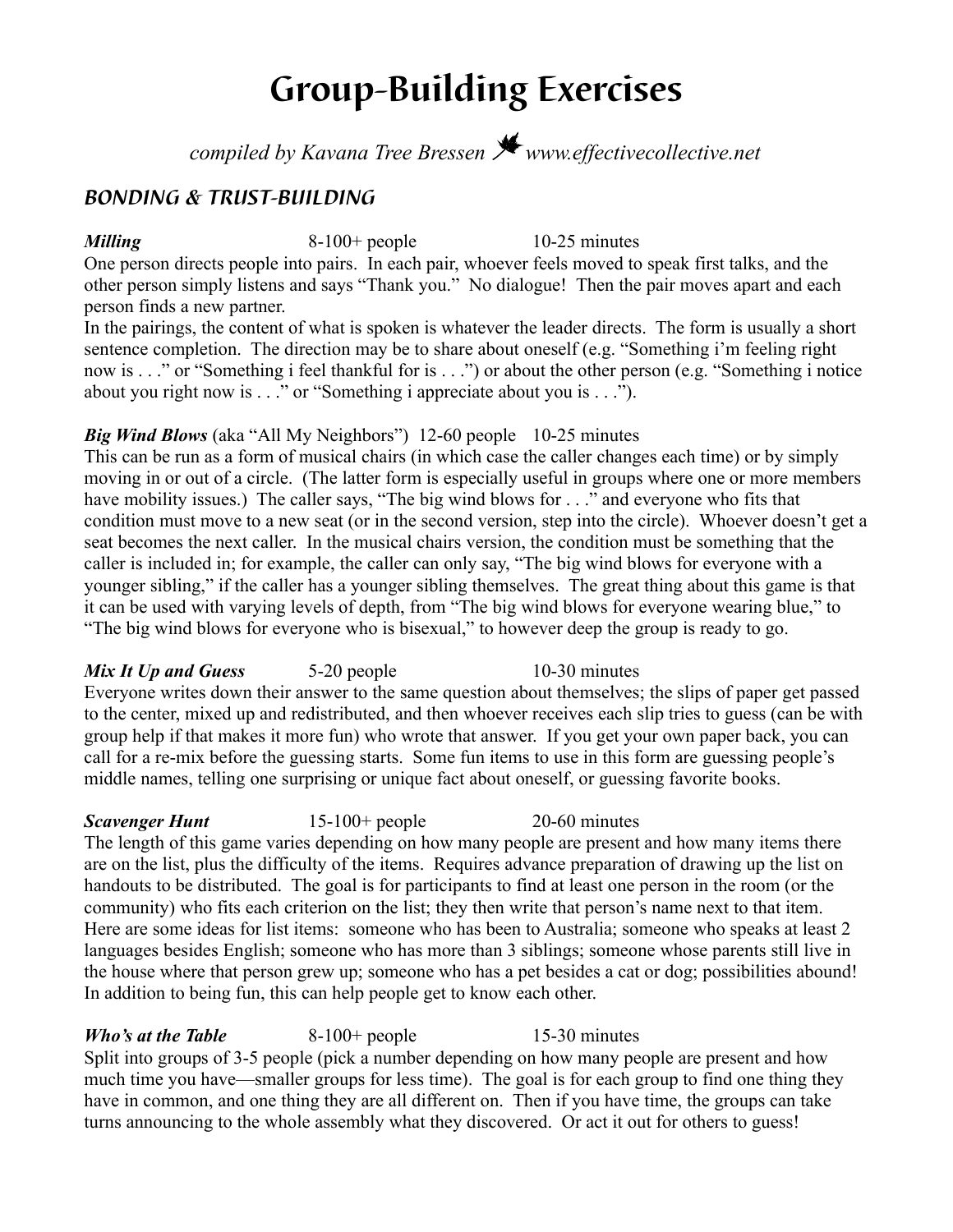# Group-Building Exercises

*compiled by Kavana Tree Bressen www.effectivecollective.net*

## *BONDING & TRUST-BUILDING*

***Milling*** 8-100+ people 10-25 minutes
One person directs people into pairs. In each pair, whoever feels moved to speak first talks, and the other person simply listens and says "Thank you." No dialogue! Then the pair moves apart and each person finds a new partner.
In the pairings, the content of what is spoken is whatever the leader directs. The form is usually a short sentence completion. The direction may be to share about oneself (e.g. "Something i'm feeling right now is . . ." or "Something i feel thankful for is . . .") or about the other person (e.g. "Something i notice about you right now is . . ." or "Something i appreciate about you is . . .").

***Big Wind Blows*** (aka "All My Neighbors") 12-60 people 10-25 minutes
This can be run as a form of musical chairs (in which case the caller changes each time) or by simply moving in or out of a circle. (The latter form is especially useful in groups where one or more members have mobility issues.) The caller says, "The big wind blows for . . ." and everyone who fits that condition must move to a new seat (or in the second version, step into the circle). Whoever doesn't get a seat becomes the next caller. In the musical chairs version, the condition must be something that the caller is included in; for example, the caller can only say, "The big wind blows for everyone with a younger sibling," if the caller has a younger sibling themselves. The great thing about this game is that it can be used with varying levels of depth, from "The big wind blows for everyone wearing blue," to "The big wind blows for everyone who is bisexual," to however deep the group is ready to go.

***Mix It Up and Guess*** 5-20 people 10-30 minutes
Everyone writes down their answer to the same question about themselves; the slips of paper get passed to the center, mixed up and redistributed, and then whoever receives each slip tries to guess (can be with group help if that makes it more fun) who wrote that answer. If you get your own paper back, you can call for a re-mix before the guessing starts. Some fun items to use in this form are guessing people's middle names, telling one surprising or unique fact about oneself, or guessing favorite books.

***Scavenger Hunt*** 15-100+ people 20-60 minutes
The length of this game varies depending on how many people are present and how many items there are on the list, plus the difficulty of the items. Requires advance preparation of drawing up the list on handouts to be distributed. The goal is for participants to find at least one person in the room (or the community) who fits each criterion on the list; they then write that person's name next to that item. Here are some ideas for list items: someone who has been to Australia; someone who speaks at least 2 languages besides English; someone who has more than 3 siblings; someone whose parents still live in the house where that person grew up; someone who has a pet besides a cat or dog; possibilities abound! In addition to being fun, this can help people get to know each other.

***Who's at the Table*** 8-100+ people 15-30 minutes
Split into groups of 3-5 people (pick a number depending on how many people are present and how much time you have—smaller groups for less time). The goal is for each group to find one thing they have in common, and one thing they are all different on. Then if you have time, the groups can take turns announcing to the whole assembly what they discovered. Or act it out for others to guess!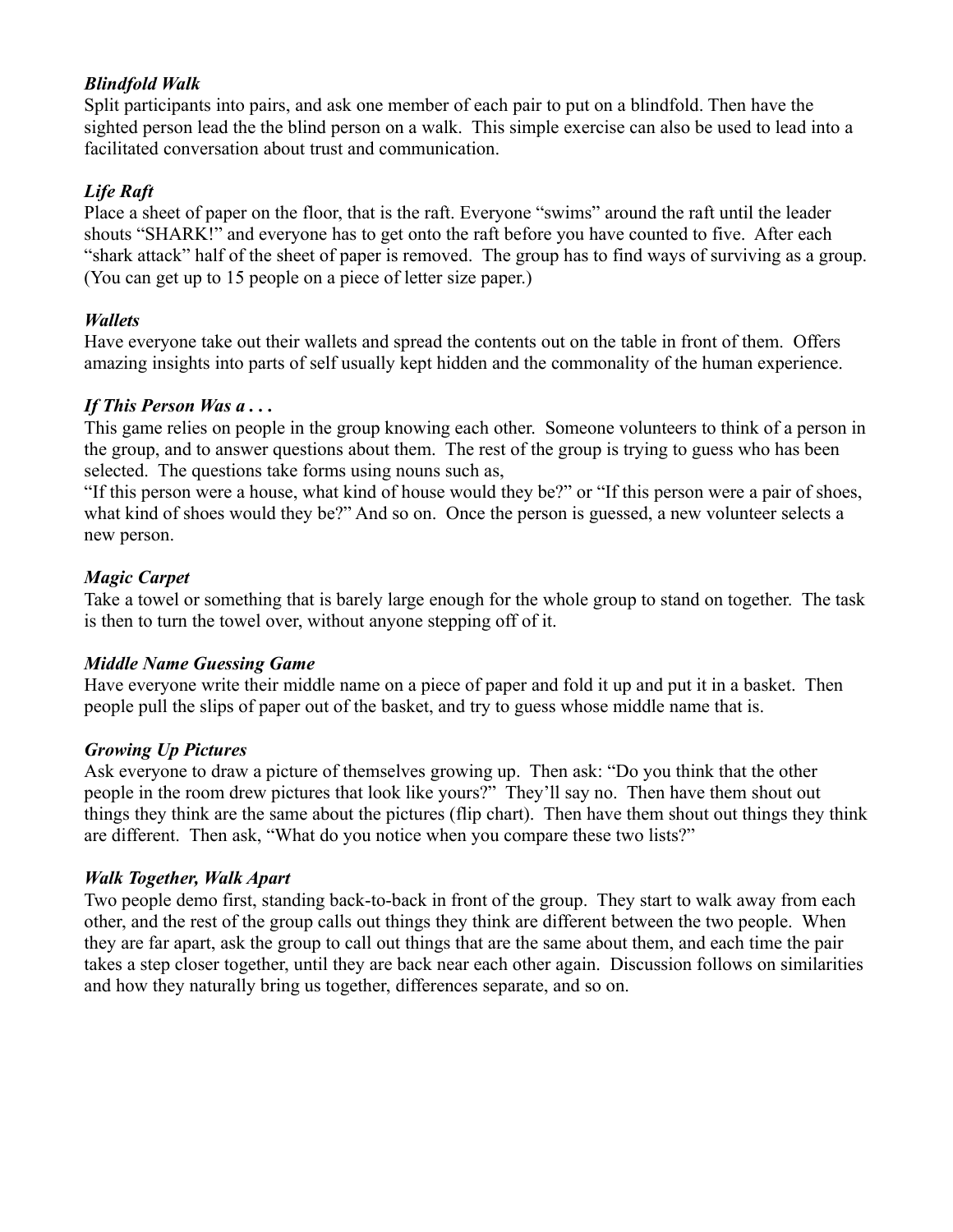***Blindfold Walk***
Split participants into pairs, and ask one member of each pair to put on a blindfold. Then have the sighted person lead the the blind person on a walk. This simple exercise can also be used to lead into a facilitated conversation about trust and communication.

***Life Raft***
Place a sheet of paper on the floor, that is the raft. Everyone "swims" around the raft until the leader shouts "SHARK!" and everyone has to get onto the raft before you have counted to five. After each "shark attack" half of the sheet of paper is removed. The group has to find ways of surviving as a group. (You can get up to 15 people on a piece of letter size paper.)

***Wallets***
Have everyone take out their wallets and spread the contents out on the table in front of them. Offers amazing insights into parts of self usually kept hidden and the commonality of the human experience.

***If This Person Was a . . .***
This game relies on people in the group knowing each other. Someone volunteers to think of a person in the group, and to answer questions about them. The rest of the group is trying to guess who has been selected. The questions take forms using nouns such as,
"If this person were a house, what kind of house would they be?" or "If this person were a pair of shoes, what kind of shoes would they be?" And so on. Once the person is guessed, a new volunteer selects a new person.

***Magic Carpet***
Take a towel or something that is barely large enough for the whole group to stand on together. The task is then to turn the towel over, without anyone stepping off of it.

***Middle Name Guessing Game***
Have everyone write their middle name on a piece of paper and fold it up and put it in a basket. Then people pull the slips of paper out of the basket, and try to guess whose middle name that is.

***Growing Up Pictures***
Ask everyone to draw a picture of themselves growing up. Then ask: "Do you think that the other people in the room drew pictures that look like yours?" They'll say no. Then have them shout out things they think are the same about the pictures (flip chart). Then have them shout out things they think are different. Then ask, "What do you notice when you compare these two lists?"

***Walk Together, Walk Apart***
Two people demo first, standing back-to-back in front of the group. They start to walk away from each other, and the rest of the group calls out things they think are different between the two people. When they are far apart, ask the group to call out things that are the same about them, and each time the pair takes a step closer together, until they are back near each other again. Discussion follows on similarities and how they naturally bring us together, differences separate, and so on.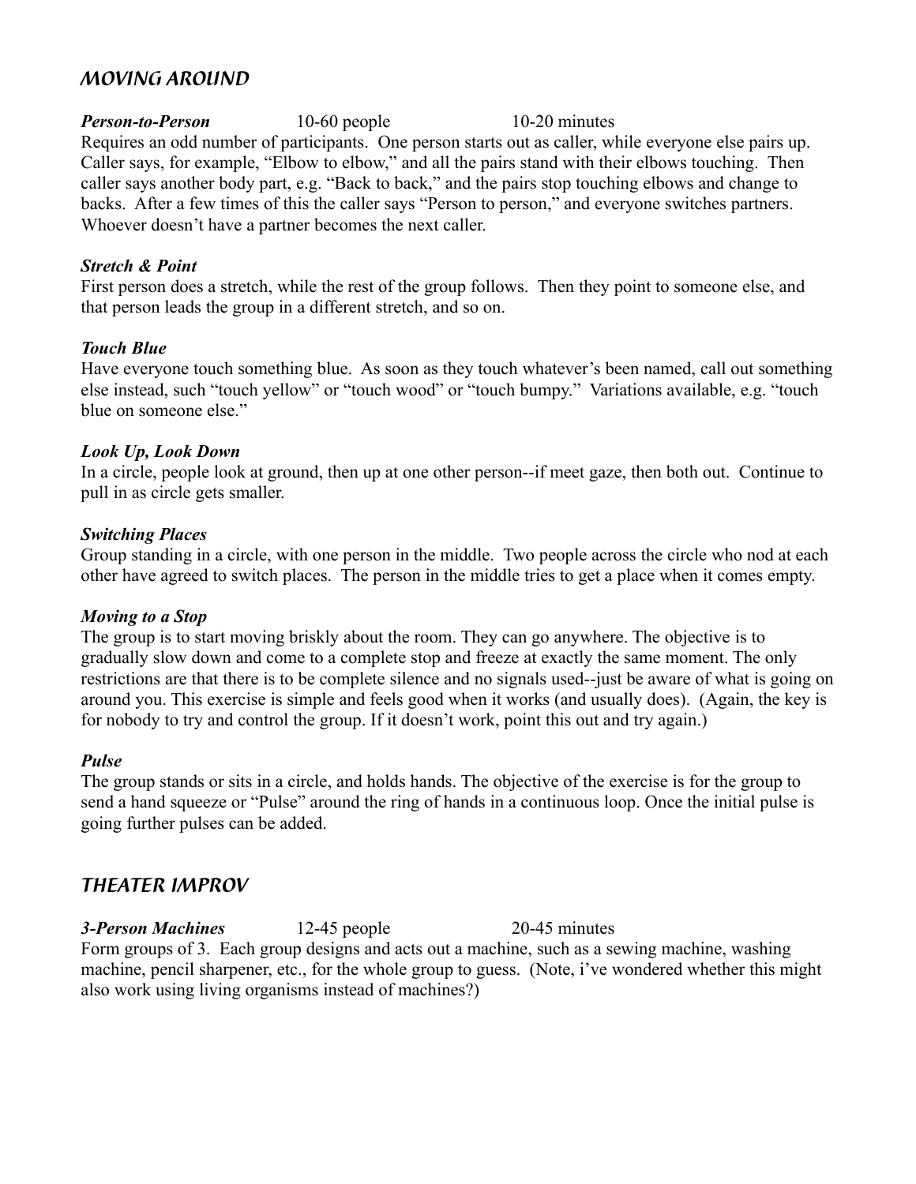## MOVING AROUND

***Person-to-Person*** 10-60 people 10-20 minutes

Requires an odd number of participants. One person starts out as caller, while everyone else pairs up. Caller says, for example, "Elbow to elbow," and all the pairs stand with their elbows touching. Then caller says another body part, e.g. "Back to back," and the pairs stop touching elbows and change to backs. After a few times of this the caller says "Person to person," and everyone switches partners. Whoever doesn't have a partner becomes the next caller.

***Stretch & Point***

First person does a stretch, while the rest of the group follows. Then they point to someone else, and that person leads the group in a different stretch, and so on.

***Touch Blue***

Have everyone touch something blue. As soon as they touch whatever's been named, call out something else instead, such "touch yellow" or "touch wood" or "touch bumpy." Variations available, e.g. "touch blue on someone else."

***Look Up, Look Down***

In a circle, people look at ground, then up at one other person--if meet gaze, then both out. Continue to pull in as circle gets smaller.

***Switching Places***

Group standing in a circle, with one person in the middle. Two people across the circle who nod at each other have agreed to switch places. The person in the middle tries to get a place when it comes empty.

***Moving to a Stop***

The group is to start moving briskly about the room. They can go anywhere. The objective is to gradually slow down and come to a complete stop and freeze at exactly the same moment. The only restrictions are that there is to be complete silence and no signals used--just be aware of what is going on around you. This exercise is simple and feels good when it works (and usually does). (Again, the key is for nobody to try and control the group. If it doesn't work, point this out and try again.)

***Pulse***

The group stands or sits in a circle, and holds hands. The objective of the exercise is for the group to send a hand squeeze or "Pulse" around the ring of hands in a continuous loop. Once the initial pulse is going further pulses can be added.

## THEATER IMPROV

***3-Person Machines*** 12-45 people 20-45 minutes

Form groups of 3. Each group designs and acts out a machine, such as a sewing machine, washing machine, pencil sharpener, etc., for the whole group to guess. (Note, i've wondered whether this might also work using living organisms instead of machines?)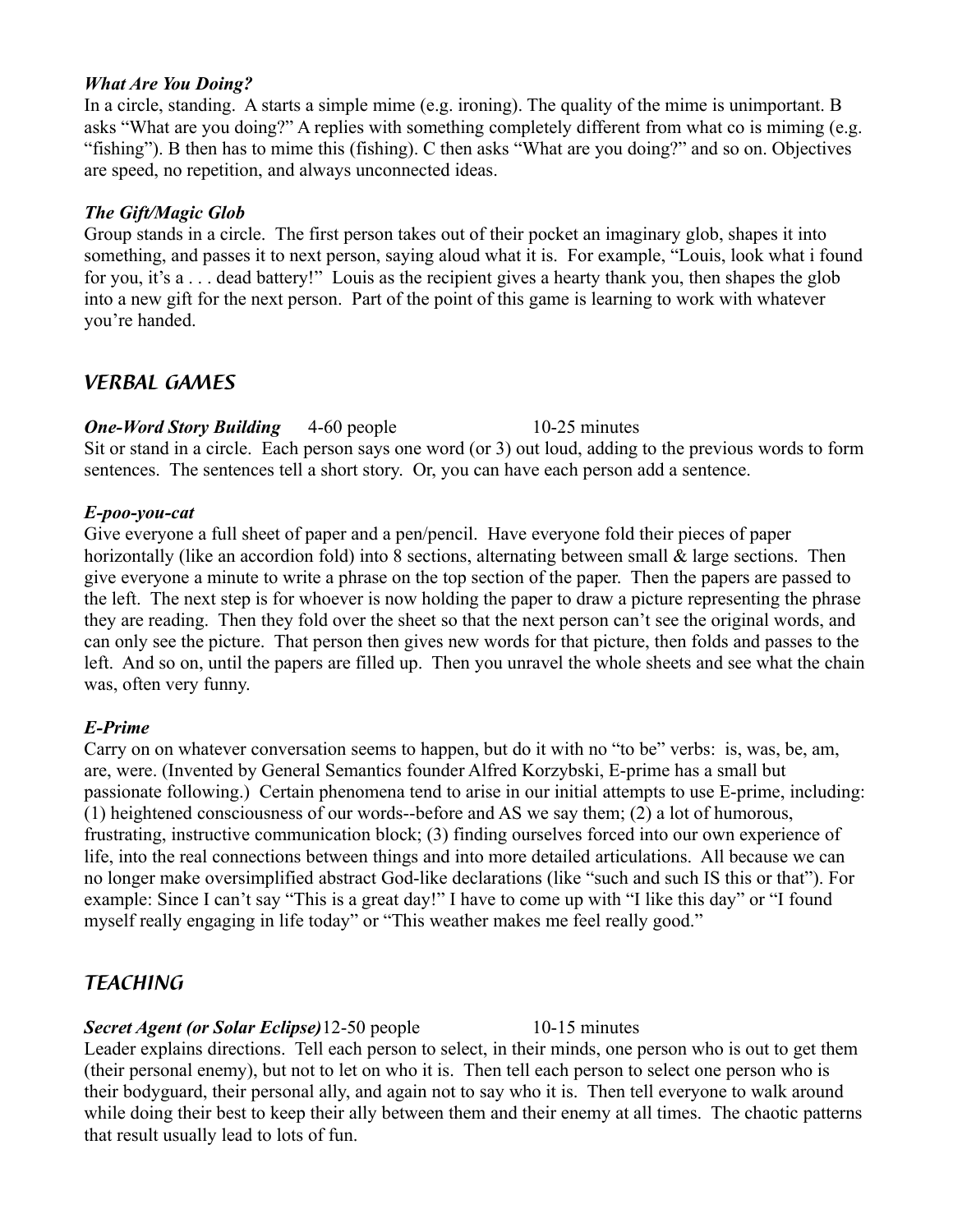***What Are You Doing?***
In a circle, standing. A starts a simple mime (e.g. ironing). The quality of the mime is unimportant. B asks "What are you doing?" A replies with something completely different from what co is miming (e.g. "fishing"). B then has to mime this (fishing). C then asks "What are you doing?" and so on. Objectives are speed, no repetition, and always unconnected ideas.

***The Gift/Magic Glob***
Group stands in a circle. The first person takes out of their pocket an imaginary glob, shapes it into something, and passes it to next person, saying aloud what it is. For example, "Louis, look what i found for you, it's a . . . dead battery!" Louis as the recipient gives a hearty thank you, then shapes the glob into a new gift for the next person. Part of the point of this game is learning to work with whatever you're handed.

## VERBAL GAMES

***One-Word Story Building*** 4-60 people 10-25 minutes
Sit or stand in a circle. Each person says one word (or 3) out loud, adding to the previous words to form sentences. The sentences tell a short story. Or, you can have each person add a sentence.

***E-poo-you-cat***
Give everyone a full sheet of paper and a pen/pencil. Have everyone fold their pieces of paper horizontally (like an accordion fold) into 8 sections, alternating between small & large sections. Then give everyone a minute to write a phrase on the top section of the paper. Then the papers are passed to the left. The next step is for whoever is now holding the paper to draw a picture representing the phrase they are reading. Then they fold over the sheet so that the next person can't see the original words, and can only see the picture. That person then gives new words for that picture, then folds and passes to the left. And so on, until the papers are filled up. Then you unravel the whole sheets and see what the chain was, often very funny.

***E-Prime***
Carry on on whatever conversation seems to happen, but do it with no "to be" verbs: is, was, be, am, are, were. (Invented by General Semantics founder Alfred Korzybski, E-prime has a small but passionate following.) Certain phenomena tend to arise in our initial attempts to use E-prime, including: (1) heightened consciousness of our words--before and AS we say them; (2) a lot of humorous, frustrating, instructive communication block; (3) finding ourselves forced into our own experience of life, into the real connections between things and into more detailed articulations. All because we can no longer make oversimplified abstract God-like declarations (like "such and such IS this or that"). For example: Since I can't say "This is a great day!" I have to come up with "I like this day" or "I found myself really engaging in life today" or "This weather makes me feel really good."

## TEACHING

***Secret Agent (or Solar Eclipse)*** 12-50 people 10-15 minutes
Leader explains directions. Tell each person to select, in their minds, one person who is out to get them (their personal enemy), but not to let on who it is. Then tell each person to select one person who is their bodyguard, their personal ally, and again not to say who it is. Then tell everyone to walk around while doing their best to keep their ally between them and their enemy at all times. The chaotic patterns that result usually lead to lots of fun.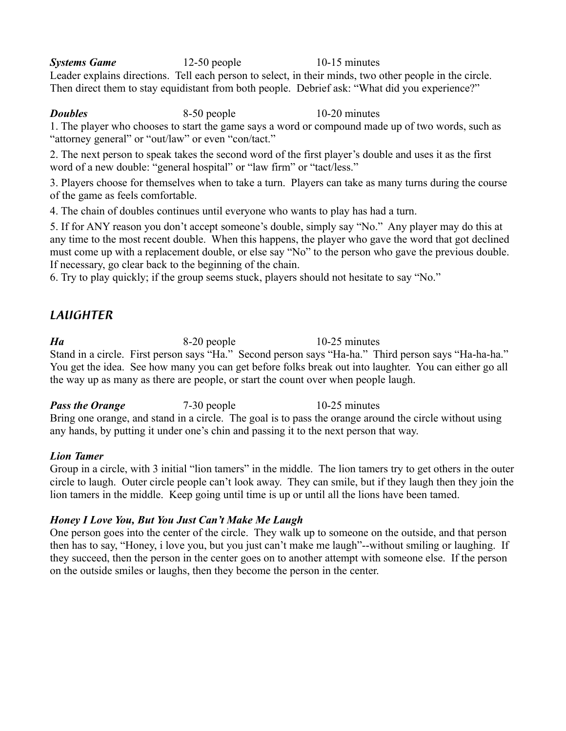***Systems Game*** 12-50 people 10-15 minutes

Leader explains directions. Tell each person to select, in their minds, two other people in the circle. Then direct them to stay equidistant from both people. Debrief ask: "What did you experience?"

***Doubles*** 8-50 people 10-20 minutes

1. The player who chooses to start the game says a word or compound made up of two words, such as "attorney general" or "out/law" or even "con/tact."

2. The next person to speak takes the second word of the first player's double and uses it as the first word of a new double: "general hospital" or "law firm" or "tact/less."

3. Players choose for themselves when to take a turn. Players can take as many turns during the course of the game as feels comfortable.

4. The chain of doubles continues until everyone who wants to play has had a turn.

5. If for ANY reason you don't accept someone's double, simply say "No." Any player may do this at any time to the most recent double. When this happens, the player who gave the word that got declined must come up with a replacement double, or else say "No" to the person who gave the previous double. If necessary, go clear back to the beginning of the chain.

6. Try to play quickly; if the group seems stuck, players should not hesitate to say "No."

## LAUGHTER

***Ha*** 8-20 people 10-25 minutes

Stand in a circle. First person says "Ha." Second person says "Ha-ha." Third person says "Ha-ha-ha." You get the idea. See how many you can get before folks break out into laughter. You can either go all the way up as many as there are people, or start the count over when people laugh.

***Pass the Orange*** 7-30 people 10-25 minutes

Bring one orange, and stand in a circle. The goal is to pass the orange around the circle without using any hands, by putting it under one's chin and passing it to the next person that way.

***Lion Tamer***

Group in a circle, with 3 initial "lion tamers" in the middle. The lion tamers try to get others in the outer circle to laugh. Outer circle people can't look away. They can smile, but if they laugh then they join the lion tamers in the middle. Keep going until time is up or until all the lions have been tamed.

***Honey I Love You, But You Just Can't Make Me Laugh***

One person goes into the center of the circle. They walk up to someone on the outside, and that person then has to say, "Honey, i love you, but you just can't make me laugh"--without smiling or laughing. If they succeed, then the person in the center goes on to another attempt with someone else. If the person on the outside smiles or laughs, then they become the person in the center.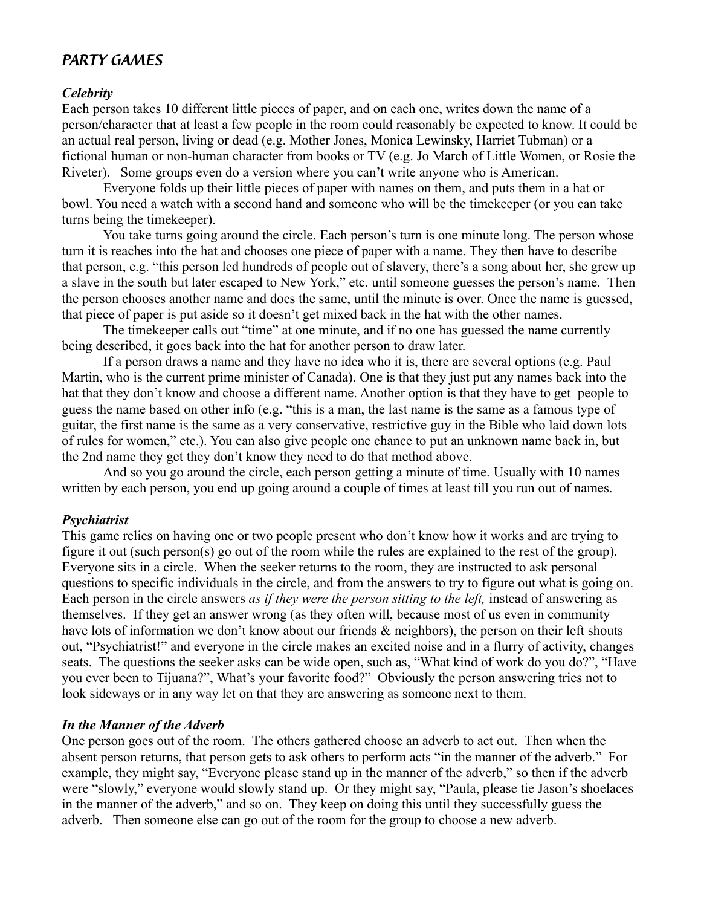## *PARTY GAMES*

### ***Celebrity***

Each person takes 10 different little pieces of paper, and on each one, writes down the name of a person/character that at least a few people in the room could reasonably be expected to know. It could be an actual real person, living or dead (e.g. Mother Jones, Monica Lewinsky, Harriet Tubman) or a fictional human or non-human character from books or TV (e.g. Jo March of Little Women, or Rosie the Riveter). Some groups even do a version where you can't write anyone who is American.

Everyone folds up their little pieces of paper with names on them, and puts them in a hat or bowl. You need a watch with a second hand and someone who will be the timekeeper (or you can take turns being the timekeeper).

You take turns going around the circle. Each person's turn is one minute long. The person whose turn it is reaches into the hat and chooses one piece of paper with a name. They then have to describe that person, e.g. "this person led hundreds of people out of slavery, there's a song about her, she grew up a slave in the south but later escaped to New York," etc. until someone guesses the person's name. Then the person chooses another name and does the same, until the minute is over. Once the name is guessed, that piece of paper is put aside so it doesn't get mixed back in the hat with the other names.

The timekeeper calls out "time" at one minute, and if no one has guessed the name currently being described, it goes back into the hat for another person to draw later.

If a person draws a name and they have no idea who it is, there are several options (e.g. Paul Martin, who is the current prime minister of Canada). One is that they just put any names back into the hat that they don't know and choose a different name. Another option is that they have to get people to guess the name based on other info (e.g. "this is a man, the last name is the same as a famous type of guitar, the first name is the same as a very conservative, restrictive guy in the Bible who laid down lots of rules for women," etc.). You can also give people one chance to put an unknown name back in, but the 2nd name they get they don't know they need to do that method above.

And so you go around the circle, each person getting a minute of time. Usually with 10 names written by each person, you end up going around a couple of times at least till you run out of names.

### ***Psychiatrist***

This game relies on having one or two people present who don't know how it works and are trying to figure it out (such person(s) go out of the room while the rules are explained to the rest of the group). Everyone sits in a circle. When the seeker returns to the room, they are instructed to ask personal questions to specific individuals in the circle, and from the answers to try to figure out what is going on. Each person in the circle answers *as if they were the person sitting to the left,* instead of answering as themselves. If they get an answer wrong (as they often will, because most of us even in community have lots of information we don't know about our friends & neighbors), the person on their left shouts out, "Psychiatrist!" and everyone in the circle makes an excited noise and in a flurry of activity, changes seats. The questions the seeker asks can be wide open, such as, "What kind of work do you do?", "Have you ever been to Tijuana?", What's your favorite food?" Obviously the person answering tries not to look sideways or in any way let on that they are answering as someone next to them.

### ***In the Manner of the Adverb***

One person goes out of the room. The others gathered choose an adverb to act out. Then when the absent person returns, that person gets to ask others to perform acts "in the manner of the adverb." For example, they might say, "Everyone please stand up in the manner of the adverb," so then if the adverb were "slowly," everyone would slowly stand up. Or they might say, "Paula, please tie Jason's shoelaces in the manner of the adverb," and so on. They keep on doing this until they successfully guess the adverb. Then someone else can go out of the room for the group to choose a new adverb.